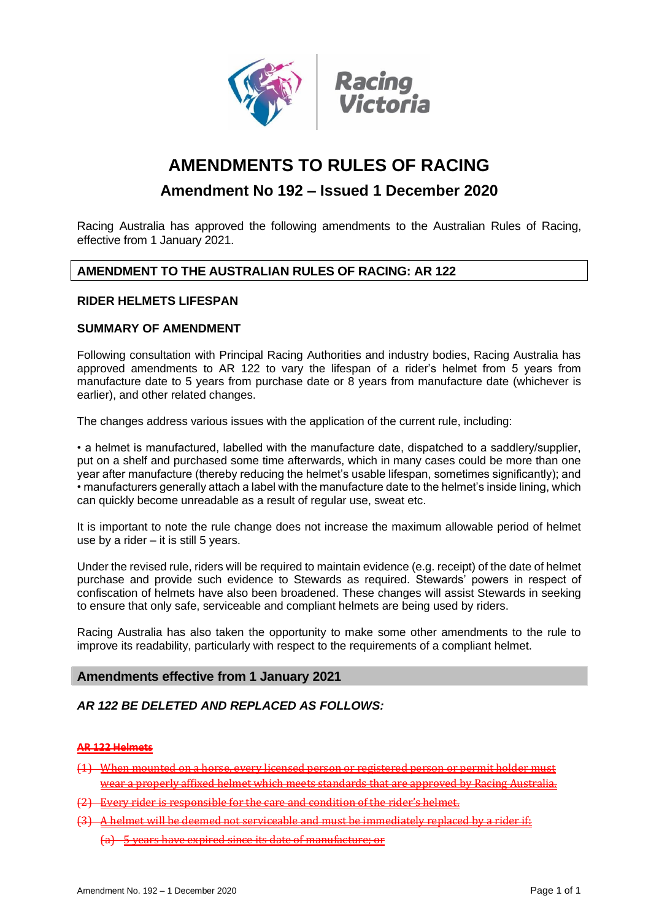# AMENDMENTS TO RULES OF RACING

## Amendment No 192 – Issued 1 December 2020

Racing Australia has approved the following amendments to the Australian Rules of Racing, effective from 1 January 2021.

### AMENDMENT TO THE AUSTRALIAN RULES OF RACING: AR 122

**RIDER HELMETS LIFESPAN**

**SUMMARY OF AMENDMENT**

Following consultation with Principal Racing Authorities and industry bodies, Racing Australia has approved amendments to AR 122 to vary the lifespan of a rider's helmet from 5 years from manufacture date to 5 years from purchase date or 8 years from manufacture date (whichever is earlier), and other related changes.

The changes address various issues with the application of the current rule, including:

- a helmet is manufactured, labelled with the manufacture date, dispatched to a saddlery/supplier, put on a shelf and purchased some time afterwards, which in many cases could be more than one year after manufacture (thereby reducing the helmet's usable lifespan, sometimes significantly); and
- manufacturers generally attach a label with the manufacture date to the helmet's inside lining, which can quickly become unreadable as a result of regular use, sweat etc.

It is important to note the rule change does not increase the maximum allowable period of helmet use by a rider – it is still 5 years.

Under the revised rule, riders will be required to maintain evidence (e.g. receipt) of the date of helmet purchase and provide such evidence to Stewards as required. Stewards' powers in respect of confiscation of helmets have also been broadened. These changes will assist Stewards in seeking to ensure that only safe, serviceable and compliant helmets are being used by riders.

Racing Australia has also taken the opportunity to make some other amendments to the rule to improve its readability, particularly with respect to the requirements of a compliant helmet.

### Amendments effective from 1 January 2021

***AR 122 BE DELETED AND REPLACED AS FOLLOWS:***

~~**AR 122 Helmets**~~

~~(1) When mounted on a horse, every licensed person or registered person or permit holder must wear a properly affixed helmet which meets standards that are approved by Racing Australia.~~

~~(2) Every rider is responsible for the care and condition of the rider's helmet.~~

~~(3) A helmet will be deemed not serviceable and must be immediately replaced by a rider if:~~

~~(a) 5 years have expired since its date of manufacture; or~~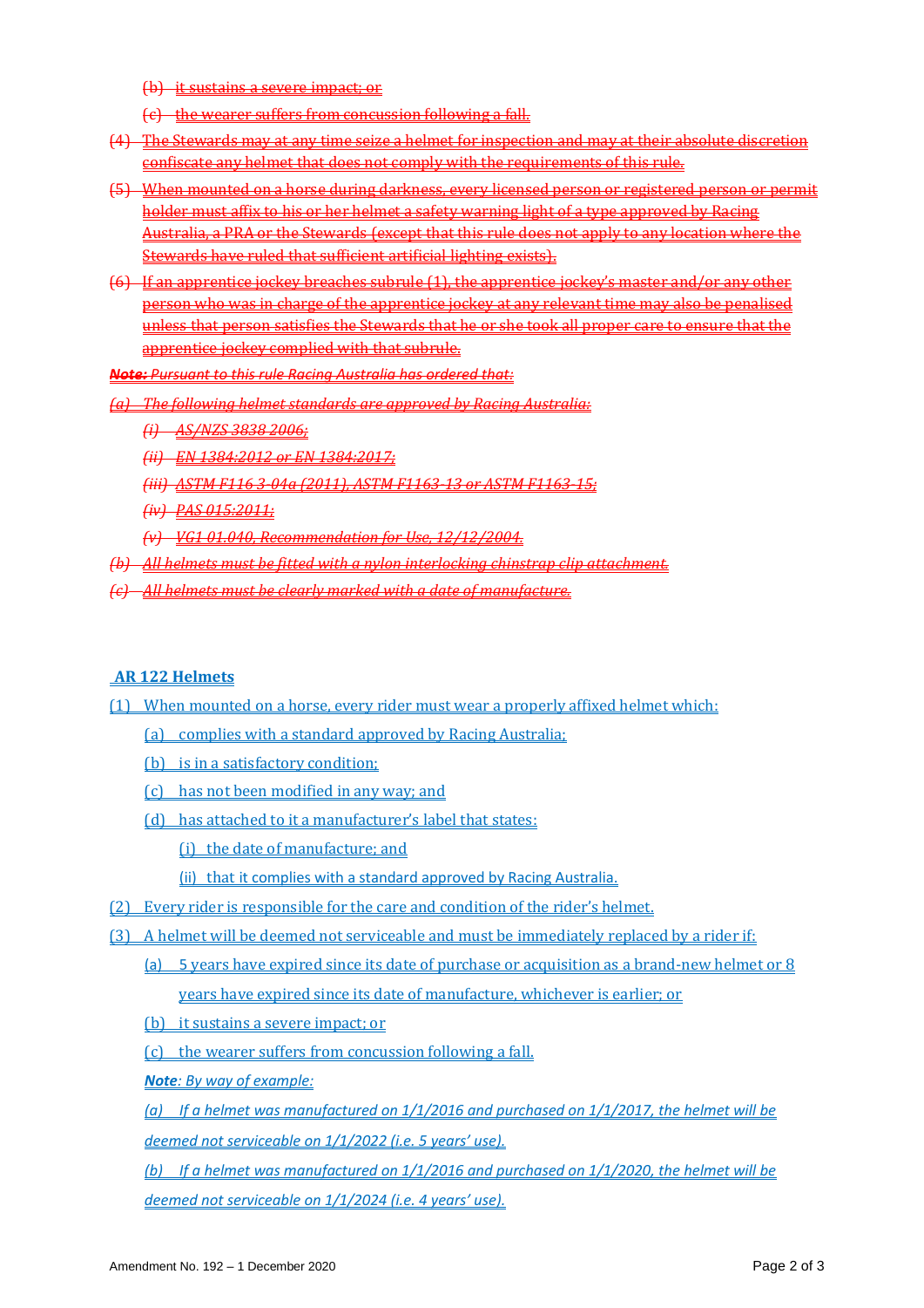~~(b) it sustains a severe impact; or~~

~~(c) the wearer suffers from concussion following a fall.~~

~~(4) The Stewards may at any time seize a helmet for inspection and may at their absolute discretion confiscate any helmet that does not comply with the requirements of this rule.~~

~~(5) When mounted on a horse during darkness, every licensed person or registered person or permit holder must affix to his or her helmet a safety warning light of a type approved by Racing Australia, a PRA or the Stewards (except that this rule does not apply to any location where the Stewards have ruled that sufficient artificial lighting exists).~~

~~(6) If an apprentice jockey breaches subrule (1), the apprentice jockey's master and/or any other person who was in charge of the apprentice jockey at any relevant time may also be penalised unless that person satisfies the Stewards that he or she took all proper care to ensure that the apprentice jockey complied with that subrule.~~

~~***Note:*** *Pursuant to this rule Racing Australia has ordered that:*~~

~~*(a) The following helmet standards are approved by Racing Australia:*~~

~~*(i) AS/NZS 3838 2006;*~~

~~*(ii) EN 1384:2012 or EN 1384:2017;*~~

~~*(iii) ASTM F116 3-04a (2011), ASTM F1163-13 or ASTM F1163-15;*~~

~~*(iv) PAS 015:2011;*~~

~~*(v) VG1 01.040, Recommendation for Use, 12/12/2004.*~~

~~*(b) All helmets must be fitted with a nylon interlocking chinstrap clip attachment.*~~

~~*(c) All helmets must be clearly marked with a date of manufacture.*~~

**AR 122 Helmets**

(1) When mounted on a horse, every rider must wear a properly affixed helmet which:

(a) complies with a standard approved by Racing Australia;

(b) is in a satisfactory condition;

(c) has not been modified in any way; and

(d) has attached to it a manufacturer's label that states:

(i) the date of manufacture; and

(ii) that it complies with a standard approved by Racing Australia.

(2) Every rider is responsible for the care and condition of the rider's helmet.

(3) A helmet will be deemed not serviceable and must be immediately replaced by a rider if:

(a) 5 years have expired since its date of purchase or acquisition as a brand-new helmet or 8 years have expired since its date of manufacture, whichever is earlier; or

(b) it sustains a severe impact; or

(c) the wearer suffers from concussion following a fall.

***Note****: By way of example:*

*(a) If a helmet was manufactured on 1/1/2016 and purchased on 1/1/2017, the helmet will be deemed not serviceable on 1/1/2022 (i.e. 5 years' use).*

*(b) If a helmet was manufactured on 1/1/2016 and purchased on 1/1/2020, the helmet will be deemed not serviceable on 1/1/2024 (i.e. 4 years' use).*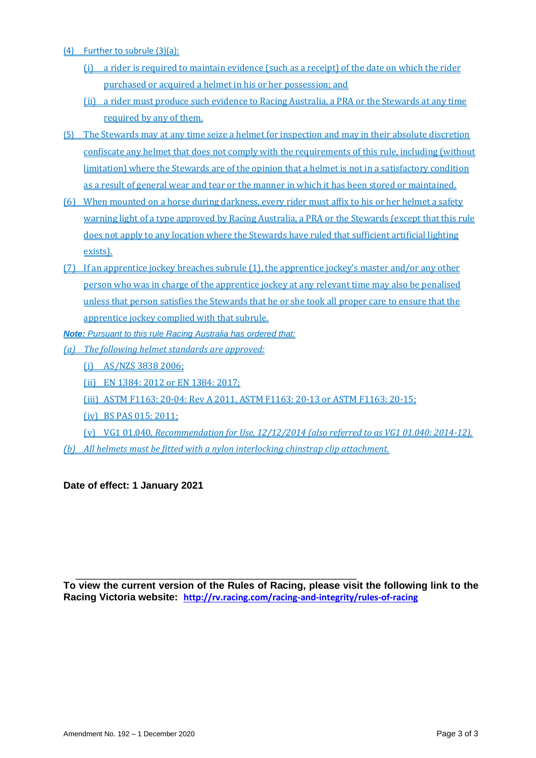(4) Further to subrule (3)(a):

(i) a rider is required to maintain evidence (such as a receipt) of the date on which the rider purchased or acquired a helmet in his or her possession; and

(ii) a rider must produce such evidence to Racing Australia, a PRA or the Stewards at any time required by any of them.

(5) The Stewards may at any time seize a helmet for inspection and may in their absolute discretion confiscate any helmet that does not comply with the requirements of this rule, including (without limitation) where the Stewards are of the opinion that a helmet is not in a satisfactory condition as a result of general wear and tear or the manner in which it has been stored or maintained.

(6) When mounted on a horse during darkness, every rider must affix to his or her helmet a safety warning light of a type approved by Racing Australia, a PRA or the Stewards (except that this rule does not apply to any location where the Stewards have ruled that sufficient artificial lighting exists).

(7) If an apprentice jockey breaches subrule (1), the apprentice jockey's master and/or any other person who was in charge of the apprentice jockey at any relevant time may also be penalised unless that person satisfies the Stewards that he or she took all proper care to ensure that the apprentice jockey complied with that subrule.

***Note:*** *Pursuant to this rule Racing Australia has ordered that:*

*(a) The following helmet standards are approved:*

(i) AS/NZS 3838 2006;

(ii) EN 1384: 2012 or EN 1384: 2017;

(iii) ASTM F1163: 20-04: Rev A 2011, ASTM F1163: 20-13 or ASTM F1163: 20-15;

(iv) BS PAS 015: 2011;

(v) VG1 01.040, *Recommendation for Use, 12/12/2014 (also referred to as VG1 01.040: 2014-12).*

*(b) All helmets must be fitted with a nylon interlocking chinstrap clip attachment.*

**Date of effect: 1 January 2021**

---

**To view the current version of the Rules of Racing, please visit the following link to the Racing Victoria website: http://rv.racing.com/racing-and-integrity/rules-of-racing**

Amendment No. 192 – 1 December 2020